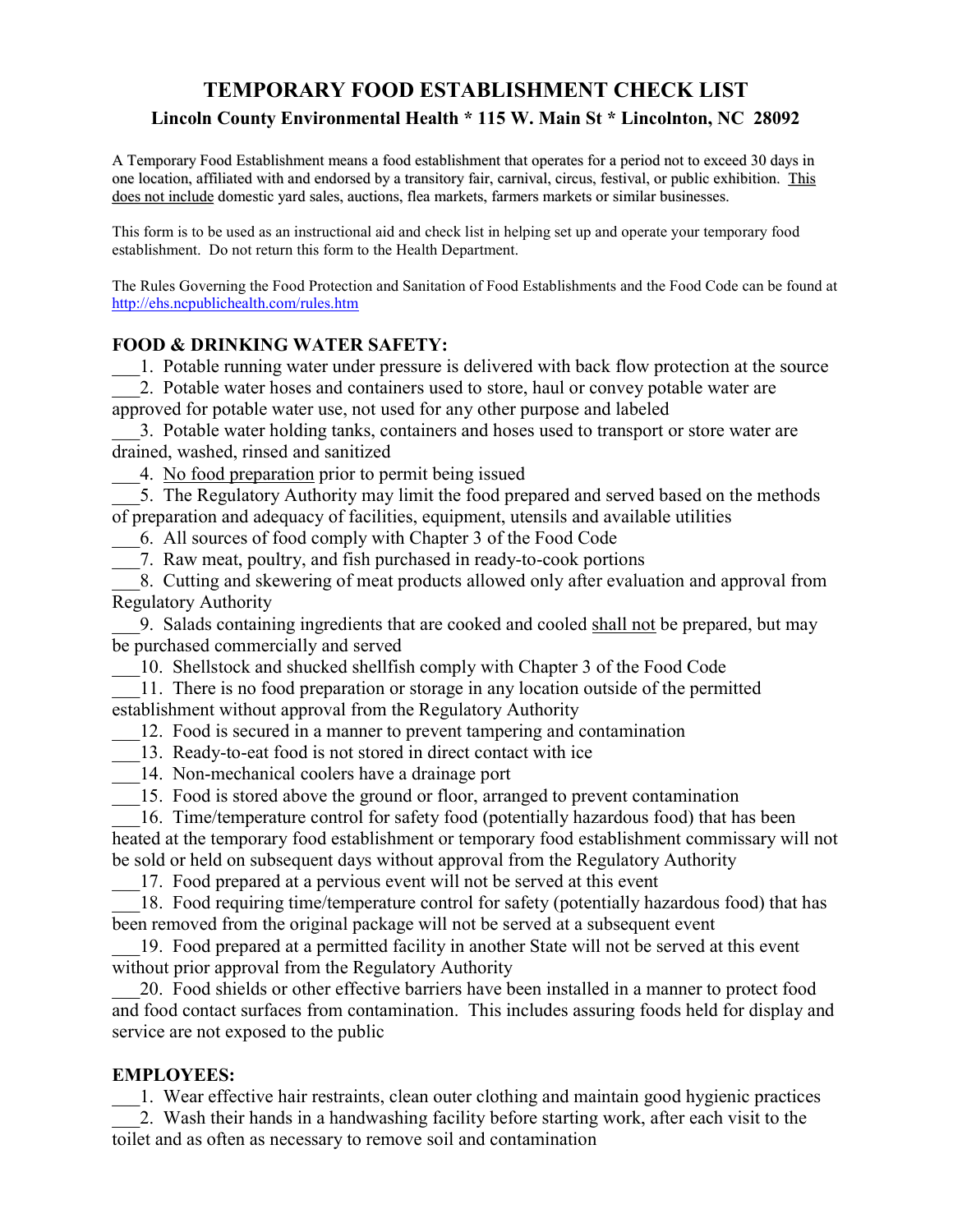# TEMPORARY FOOD ESTABLISHMENT CHECK LIST

## Lincoln County Environmental Health * 115 W. Main St * Lincolnton, NC 28092

A Temporary Food Establishment means a food establishment that operates for a period not to exceed 30 days in one location, affiliated with and endorsed by a transitory fair, carnival, circus, festival, or public exhibition. <u>This does not include</u> domestic yard sales, auctions, flea markets, farmers markets or similar businesses.

This form is to be used as an instructional aid and check list in helping set up and operate your temporary food establishment. Do not return this form to the Health Department.

The Rules Governing the Food Protection and Sanitation of Food Establishments and the Food Code can be found at http://ehs.ncpublichealth.com/rules.htm

### FOOD & DRINKING WATER SAFETY:

___1. Potable running water under pressure is delivered with back flow protection at the source

___2. Potable water hoses and containers used to store, haul or convey potable water are approved for potable water use, not used for any other purpose and labeled

___3. Potable water holding tanks, containers and hoses used to transport or store water are drained, washed, rinsed and sanitized

___4. <u>No food preparation</u> prior to permit being issued

___5. The Regulatory Authority may limit the food prepared and served based on the methods of preparation and adequacy of facilities, equipment, utensils and available utilities

___6. All sources of food comply with Chapter 3 of the Food Code

___7. Raw meat, poultry, and fish purchased in ready-to-cook portions

___8. Cutting and skewering of meat products allowed only after evaluation and approval from Regulatory Authority

___9. Salads containing ingredients that are cooked and cooled <u>shall not</u> be prepared, but may be purchased commercially and served

___10. Shellstock and shucked shellfish comply with Chapter 3 of the Food Code

___11. There is no food preparation or storage in any location outside of the permitted establishment without approval from the Regulatory Authority

___12. Food is secured in a manner to prevent tampering and contamination

___13. Ready-to-eat food is not stored in direct contact with ice

___14. Non-mechanical coolers have a drainage port

___15. Food is stored above the ground or floor, arranged to prevent contamination

___16. Time/temperature control for safety food (potentially hazardous food) that has been heated at the temporary food establishment or temporary food establishment commissary will not be sold or held on subsequent days without approval from the Regulatory Authority

___17. Food prepared at a pervious event will not be served at this event

___18. Food requiring time/temperature control for safety (potentially hazardous food) that has been removed from the original package will not be served at a subsequent event

___19. Food prepared at a permitted facility in another State will not be served at this event without prior approval from the Regulatory Authority

___20. Food shields or other effective barriers have been installed in a manner to protect food and food contact surfaces from contamination. This includes assuring foods held for display and service are not exposed to the public

### EMPLOYEES:

___1. Wear effective hair restraints, clean outer clothing and maintain good hygienic practices

___2. Wash their hands in a handwashing facility before starting work, after each visit to the toilet and as often as necessary to remove soil and contamination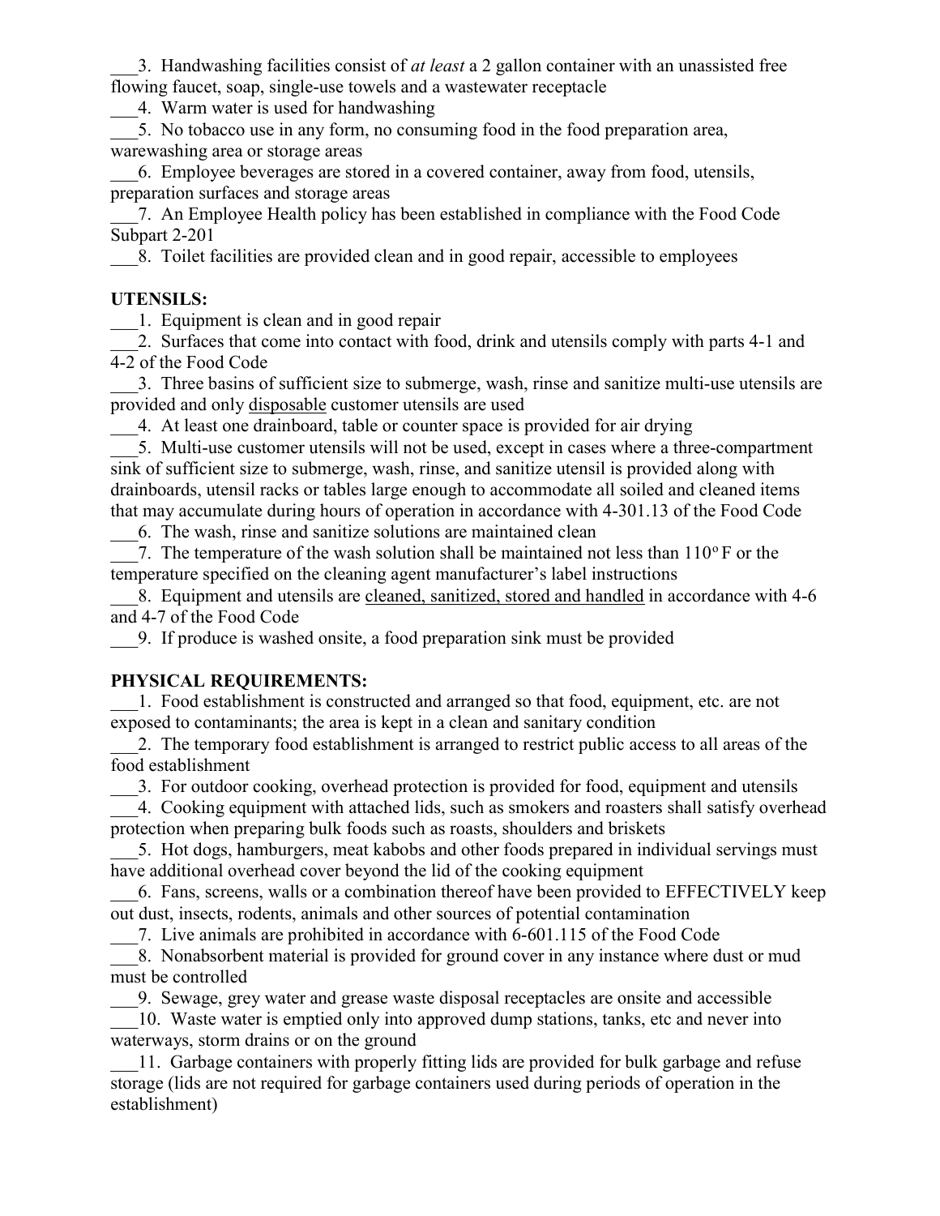___3. Handwashing facilities consist of *at least* a 2 gallon container with an unassisted free flowing faucet, soap, single-use towels and a wastewater receptacle

___4. Warm water is used for handwashing

___5. No tobacco use in any form, no consuming food in the food preparation area, warewashing area or storage areas

___6. Employee beverages are stored in a covered container, away from food, utensils, preparation surfaces and storage areas

___7. An Employee Health policy has been established in compliance with the Food Code Subpart 2-201

___8. Toilet facilities are provided clean and in good repair, accessible to employees

**UTENSILS:**

___1. Equipment is clean and in good repair

___2. Surfaces that come into contact with food, drink and utensils comply with parts 4-1 and 4-2 of the Food Code

___3. Three basins of sufficient size to submerge, wash, rinse and sanitize multi-use utensils are provided and only <u>disposable</u> customer utensils are used

___4. At least one drainboard, table or counter space is provided for air drying

___5. Multi-use customer utensils will not be used, except in cases where a three-compartment sink of sufficient size to submerge, wash, rinse, and sanitize utensil is provided along with drainboards, utensil racks or tables large enough to accommodate all soiled and cleaned items that may accumulate during hours of operation in accordance with 4-301.13 of the Food Code

___6. The wash, rinse and sanitize solutions are maintained clean

___7. The temperature of the wash solution shall be maintained not less than 110$^{o}$ F or the temperature specified on the cleaning agent manufacturer's label instructions

___8. Equipment and utensils are <u>cleaned, sanitized, stored and handled</u> in accordance with 4-6 and 4-7 of the Food Code

___9. If produce is washed onsite, a food preparation sink must be provided

**PHYSICAL REQUIREMENTS:**

___1. Food establishment is constructed and arranged so that food, equipment, etc. are not exposed to contaminants; the area is kept in a clean and sanitary condition

___2. The temporary food establishment is arranged to restrict public access to all areas of the food establishment

___3. For outdoor cooking, overhead protection is provided for food, equipment and utensils

___4. Cooking equipment with attached lids, such as smokers and roasters shall satisfy overhead protection when preparing bulk foods such as roasts, shoulders and briskets

___5. Hot dogs, hamburgers, meat kabobs and other foods prepared in individual servings must have additional overhead cover beyond the lid of the cooking equipment

___6. Fans, screens, walls or a combination thereof have been provided to EFFECTIVELY keep out dust, insects, rodents, animals and other sources of potential contamination

___7. Live animals are prohibited in accordance with 6-601.115 of the Food Code

___8. Nonabsorbent material is provided for ground cover in any instance where dust or mud must be controlled

___9. Sewage, grey water and grease waste disposal receptacles are onsite and accessible

___10. Waste water is emptied only into approved dump stations, tanks, etc and never into waterways, storm drains or on the ground

___11. Garbage containers with properly fitting lids are provided for bulk garbage and refuse storage (lids are not required for garbage containers used during periods of operation in the establishment)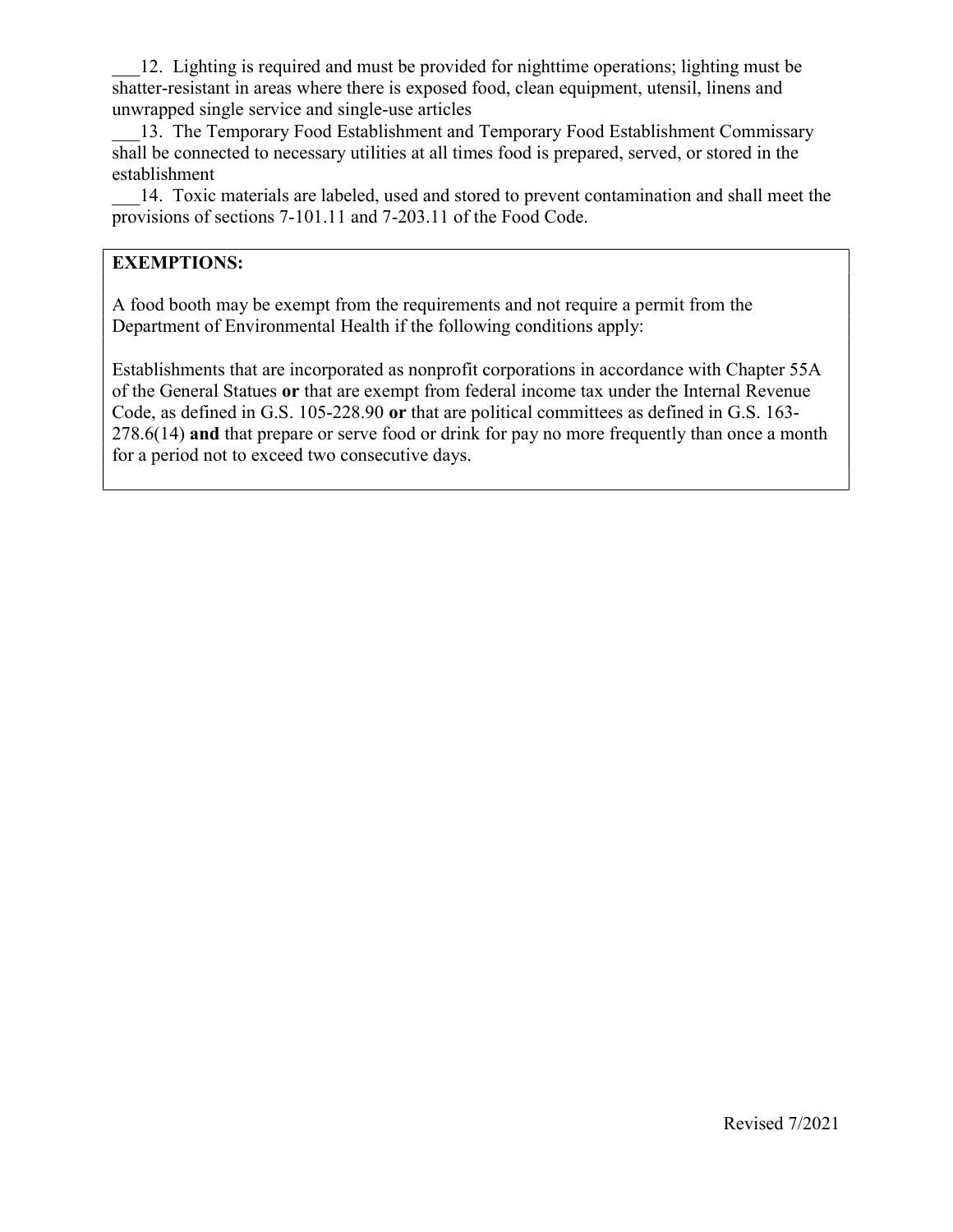___12. Lighting is required and must be provided for nighttime operations; lighting must be shatter-resistant in areas where there is exposed food, clean equipment, utensil, linens and unwrapped single service and single-use articles

___13. The Temporary Food Establishment and Temporary Food Establishment Commissary shall be connected to necessary utilities at all times food is prepared, served, or stored in the establishment

___14. Toxic materials are labeled, used and stored to prevent contamination and shall meet the provisions of sections 7-101.11 and 7-203.11 of the Food Code.

**EXEMPTIONS:**

A food booth may be exempt from the requirements and not require a permit from the Department of Environmental Health if the following conditions apply:

Establishments that are incorporated as nonprofit corporations in accordance with Chapter 55A of the General Statues **or** that are exempt from federal income tax under the Internal Revenue Code, as defined in G.S. 105-228.90 **or** that are political committees as defined in G.S. 163-278.6(14) **and** that prepare or serve food or drink for pay no more frequently than once a month for a period not to exceed two consecutive days.

Revised 7/2021